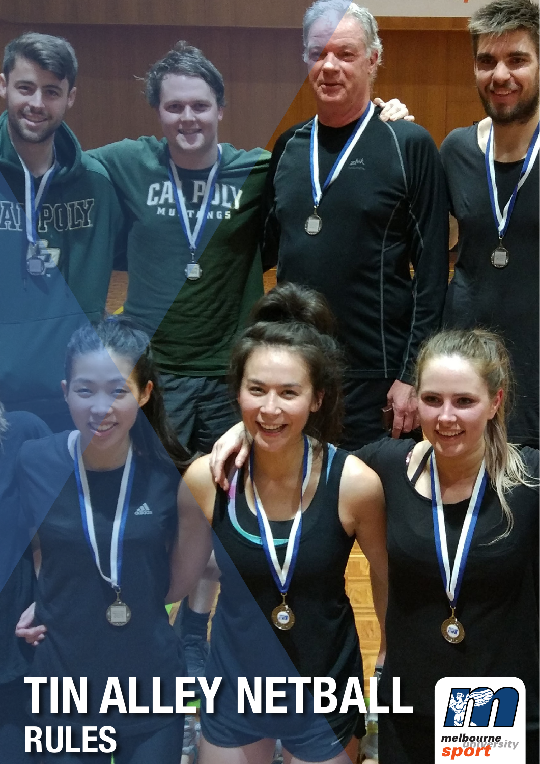# TIN ALLEY NETBALL

## RULES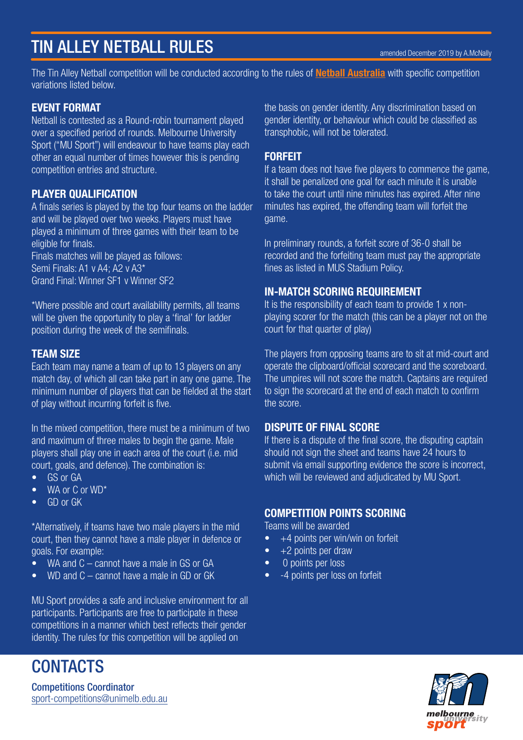# TIN ALLEY NETBALL RULES

amended December 2019 by A.McNally

The Tin Alley Netball competition will be conducted according to the rules of **Netball Australia** with specific competition variations listed below.

## EVENT FORMAT

Netball is contested as a Round-robin tournament played over a specified period of rounds. Melbourne University Sport ("MU Sport") will endeavour to have teams play each other an equal number of times however this is pending competition entries and structure.

## PLAYER QUALIFICATION

A finals series is played by the top four teams on the ladder and will be played over two weeks. Players must have played a minimum of three games with their team to be eligible for finals.

Finals matches will be played as follows:
Semi Finals: A1 v A4; A2 v A3*
Grand Final: Winner SF1 v Winner SF2

*Where possible and court availability permits, all teams will be given the opportunity to play a 'final' for ladder position during the week of the semifinals.

## TEAM SIZE

Each team may name a team of up to 13 players on any match day, of which all can take part in any one game. The minimum number of players that can be fielded at the start of play without incurring forfeit is five.

In the mixed competition, there must be a minimum of two and maximum of three males to begin the game. Male players shall play one in each area of the court (i.e. mid court, goals, and defence). The combination is:

- GS or GA
- WA or C or WD*
- GD or GK

*Alternatively, if teams have two male players in the mid court, then they cannot have a male player in defence or goals. For example:

- WA and C – cannot have a male in GS or GA
- WD and C – cannot have a male in GD or GK

MU Sport provides a safe and inclusive environment for all participants. Participants are free to participate in these competitions in a manner which best reflects their gender identity. The rules for this competition will be applied on the basis on gender identity. Any discrimination based on gender identity, or behaviour which could be classified as transphobic, will not be tolerated.

## FORFEIT

If a team does not have five players to commence the game, it shall be penalized one goal for each minute it is unable to take the court until nine minutes has expired. After nine minutes has expired, the offending team will forfeit the game.

In preliminary rounds, a forfeit score of 36-0 shall be recorded and the forfeiting team must pay the appropriate fines as listed in MUS Stadium Policy.

## IN-MATCH SCORING REQUIREMENT

It is the responsibility of each team to provide 1 x non-playing scorer for the match (this can be a player not on the court for that quarter of play)

The players from opposing teams are to sit at mid-court and operate the clipboard/official scorecard and the scoreboard. The umpires will not score the match. Captains are required to sign the scorecard at the end of each match to confirm the score.

## DISPUTE OF FINAL SCORE

If there is a dispute of the final score, the disputing captain should not sign the sheet and teams have 24 hours to submit via email supporting evidence the score is incorrect, which will be reviewed and adjudicated by MU Sport.

## COMPETITION POINTS SCORING

Teams will be awarded

- +4 points per win/win on forfeit
- +2 points per draw
- 0 points per loss
- -4 points per loss on forfeit

# CONTACTS

**Competitions Coordinator**
sport-competitions@unimelb.edu.au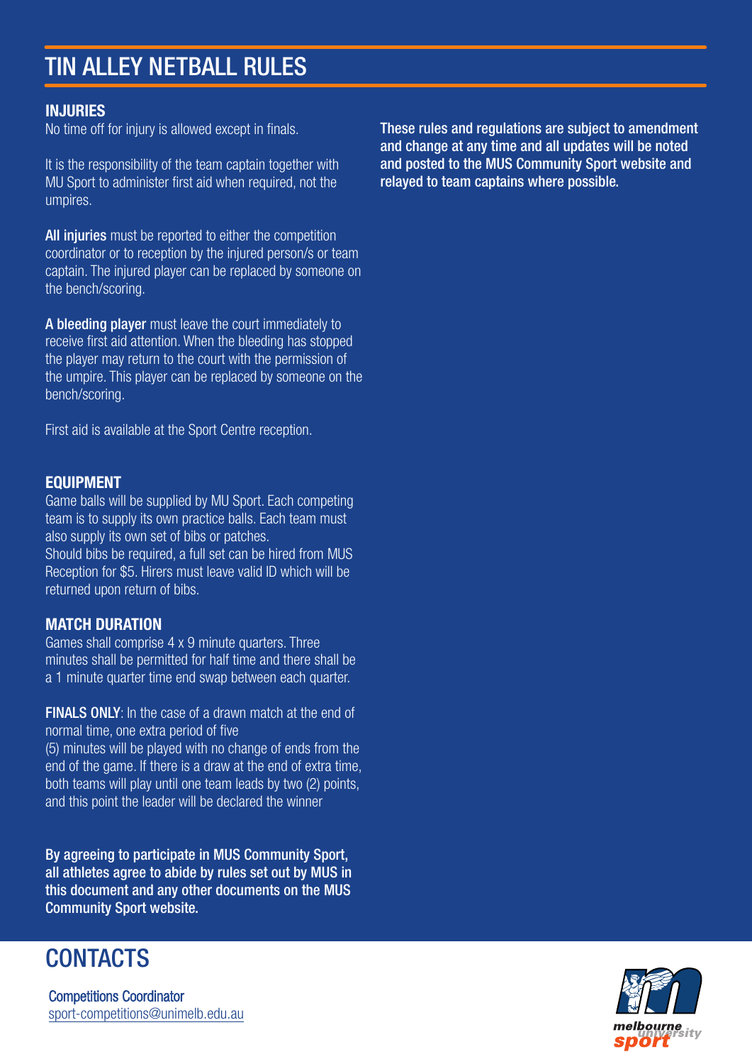# TIN ALLEY NETBALL RULES

## INJURIES

No time off for injury is allowed except in finals.

It is the responsibility of the team captain together with MU Sport to administer first aid when required, not the umpires.

**All injuries** must be reported to either the competition coordinator or to reception by the injured person/s or team captain. The injured player can be replaced by someone on the bench/scoring.

**A bleeding player** must leave the court immediately to receive first aid attention. When the bleeding has stopped the player may return to the court with the permission of the umpire. This player can be replaced by someone on the bench/scoring.

First aid is available at the Sport Centre reception.

## EQUIPMENT

Game balls will be supplied by MU Sport. Each competing team is to supply its own practice balls. Each team must also supply its own set of bibs or patches.
Should bibs be required, a full set can be hired from MUS Reception for $5. Hirers must leave valid ID which will be returned upon return of bibs.

## MATCH DURATION

Games shall comprise 4 x 9 minute quarters. Three minutes shall be permitted for half time and there shall be a 1 minute quarter time end swap between each quarter.

**FINALS ONLY**: In the case of a drawn match at the end of normal time, one extra period of five
(5) minutes will be played with no change of ends from the end of the game. If there is a draw at the end of extra time, both teams will play until one team leads by two (2) points, and this point the leader will be declared the winner

**By agreeing to participate in MUS Community Sport, all athletes agree to abide by rules set out by MUS in this document and any other documents on the MUS Community Sport website.**

**These rules and regulations are subject to amendment and change at any time and all updates will be noted and posted to the MUS Community Sport website and relayed to team captains where possible.**

# CONTACTS

Competitions Coordinator
sport-competitions@unimelb.edu.au

melbourne university sport